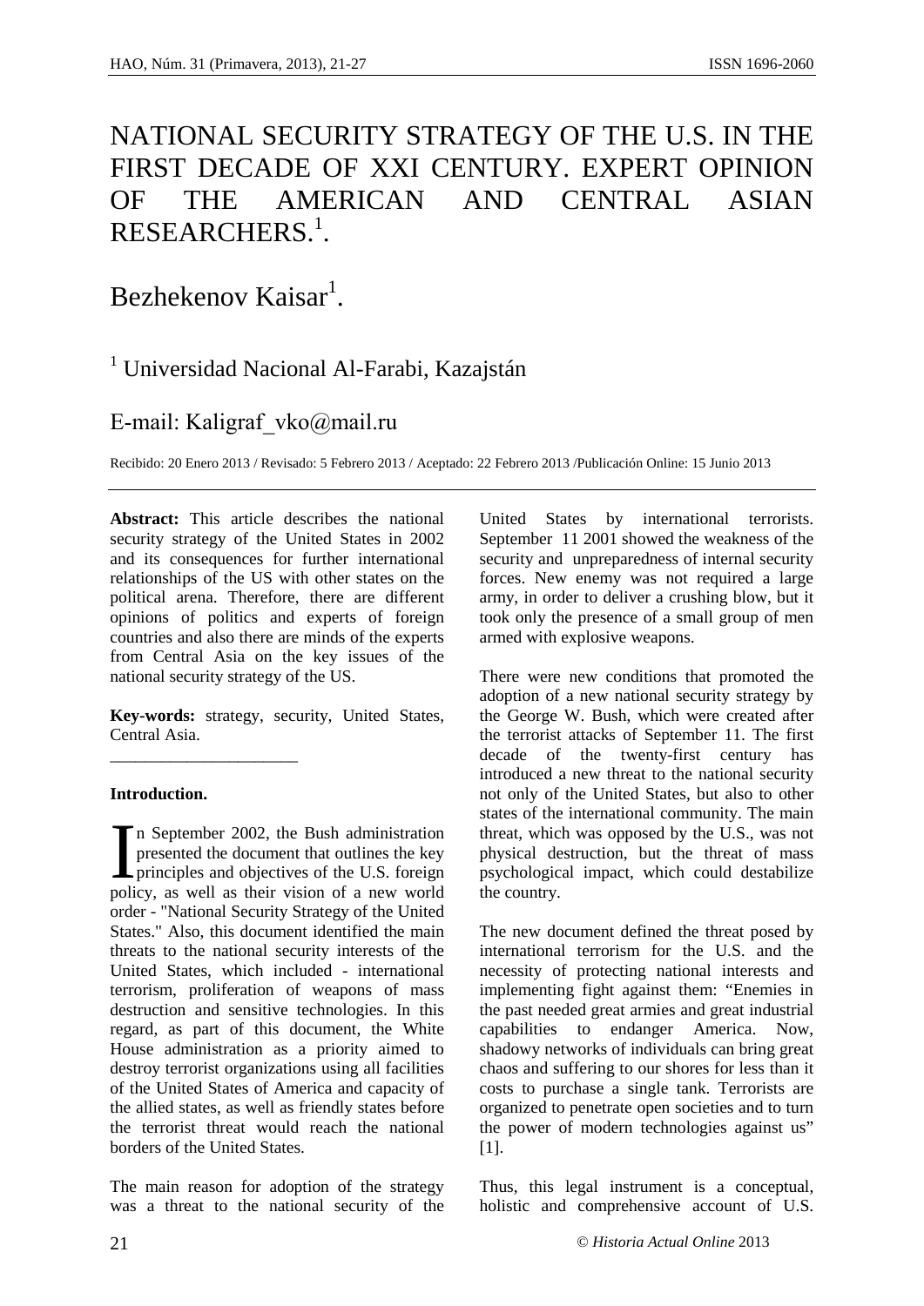# NATIONAL SECURITY STRATEGY OF THE U.S. IN THE FIRST DECADE OF XXI CENTURY. EXPERT OPINION OF THE AMERICAN AND CENTRAL ASIAN RESEARCHERS.[1].

Bezhekenov Kaisar[1].

[1] Universidad Nacional Al-Farabi, Kazajstán

E-mail: Kaligraf_vko@mail.ru

Recibido: 20 Enero 2013 / Revisado: 5 Febrero 2013 / Aceptado: 22 Febrero 2013 /Publicación Online: 15 Junio 2013

**Abstract:** This article describes the national security strategy of the United States in 2002 and its consequences for further international relationships of the US with other states on the political arena. Therefore, there are different opinions of politics and experts of foreign countries and also there are minds of the experts from Central Asia on the key issues of the national security strategy of the US.

**Key-words:** strategy, security, United States, Central Asia.

**Introduction.**

In September 2002, the Bush administration presented the document that outlines the key principles and objectives of the U.S. foreign policy, as well as their vision of a new world order - "National Security Strategy of the United States." Also, this document identified the main threats to the national security interests of the United States, which included - international terrorism, proliferation of weapons of mass destruction and sensitive technologies. In this regard, as part of this document, the White House administration as a priority aimed to destroy terrorist organizations using all facilities of the United States of America and capacity of the allied states, as well as friendly states before the terrorist threat would reach the national borders of the United States.

The main reason for adoption of the strategy was a threat to the national security of the United States by international terrorists. September 11 2001 showed the weakness of the security and unpreparedness of internal security forces. New enemy was not required a large army, in order to deliver a crushing blow, but it took only the presence of a small group of men armed with explosive weapons.

There were new conditions that promoted the adoption of a new national security strategy by the George W. Bush, which were created after the terrorist attacks of September 11. The first decade of the twenty-first century has introduced a new threat to the national security not only of the United States, but also to other states of the international community. The main threat, which was opposed by the U.S., was not physical destruction, but the threat of mass psychological impact, which could destabilize the country.

The new document defined the threat posed by international terrorism for the U.S. and the necessity of protecting national interests and implementing fight against them: "Enemies in the past needed great armies and great industrial capabilities to endanger America. Now, shadowy networks of individuals can bring great chaos and suffering to our shores for less than it costs to purchase a single tank. Terrorists are organized to penetrate open societies and to turn the power of modern technologies against us" [1].

Thus, this legal instrument is a conceptual, holistic and comprehensive account of U.S.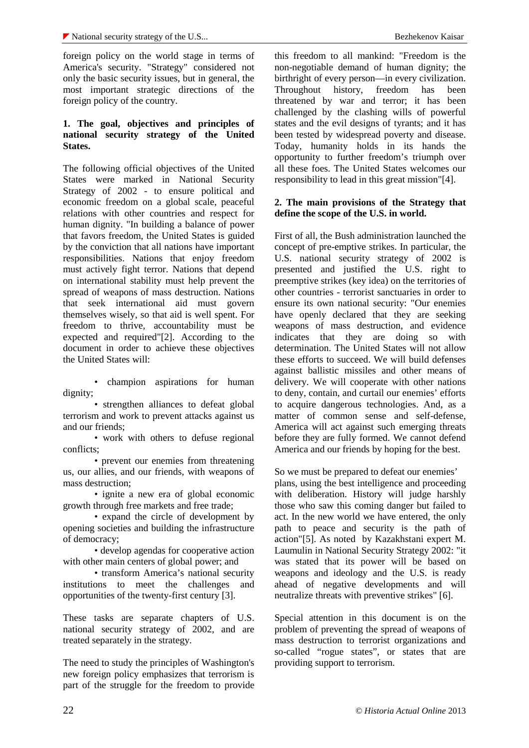foreign policy on the world stage in terms of America's security. "Strategy" considered not only the basic security issues, but in general, the most important strategic directions of the foreign policy of the country.

**1. The goal, objectives and principles of national security strategy of the United States.**

The following official objectives of the United States were marked in National Security Strategy of 2002 - to ensure political and economic freedom on a global scale, peaceful relations with other countries and respect for human dignity. "In building a balance of power that favors freedom, the United States is guided by the conviction that all nations have important responsibilities. Nations that enjoy freedom must actively fight terror. Nations that depend on international stability must help prevent the spread of weapons of mass destruction. Nations that seek international aid must govern themselves wisely, so that aid is well spent. For freedom to thrive, accountability must be expected and required"[2]. According to the document in order to achieve these objectives the United States will:

- champion aspirations for human dignity;
- strengthen alliances to defeat global terrorism and work to prevent attacks against us and our friends;
- work with others to defuse regional conflicts;
- prevent our enemies from threatening us, our allies, and our friends, with weapons of mass destruction;
- ignite a new era of global economic growth through free markets and free trade;
- expand the circle of development by opening societies and building the infrastructure of democracy;
- develop agendas for cooperative action with other main centers of global power; and
- transform America's national security institutions to meet the challenges and opportunities of the twenty-first century [3].

These tasks are separate chapters of U.S. national security strategy of 2002, and are treated separately in the strategy.

The need to study the principles of Washington's new foreign policy emphasizes that terrorism is part of the struggle for the freedom to provide this freedom to all mankind: "Freedom is the non-negotiable demand of human dignity; the birthright of every person—in every civilization. Throughout history, freedom has been threatened by war and terror; it has been challenged by the clashing wills of powerful states and the evil designs of tyrants; and it has been tested by widespread poverty and disease. Today, humanity holds in its hands the opportunity to further freedom's triumph over all these foes. The United States welcomes our responsibility to lead in this great mission"[4].

**2. The main provisions of the Strategy that define the scope of the U.S. in world.**

First of all, the Bush administration launched the concept of pre-emptive strikes. In particular, the U.S. national security strategy of 2002 is presented and justified the U.S. right to preemptive strikes (key idea) on the territories of other countries - terrorist sanctuaries in order to ensure its own national security: "Our enemies have openly declared that they are seeking weapons of mass destruction, and evidence indicates that they are doing so with determination. The United States will not allow these efforts to succeed. We will build defenses against ballistic missiles and other means of delivery. We will cooperate with other nations to deny, contain, and curtail our enemies' efforts to acquire dangerous technologies. And, as a matter of common sense and self-defense, America will act against such emerging threats before they are fully formed. We cannot defend America and our friends by hoping for the best.

So we must be prepared to defeat our enemies' plans, using the best intelligence and proceeding with deliberation. History will judge harshly those who saw this coming danger but failed to act. In the new world we have entered, the only path to peace and security is the path of action"[5]. As noted by Kazakhstani expert M. Laumulin in National Security Strategy 2002: "it was stated that its power will be based on weapons and ideology and the U.S. is ready ahead of negative developments and will neutralize threats with preventive strikes" [6].

Special attention in this document is on the problem of preventing the spread of weapons of mass destruction to terrorist organizations and so-called "rogue states", or states that are providing support to terrorism.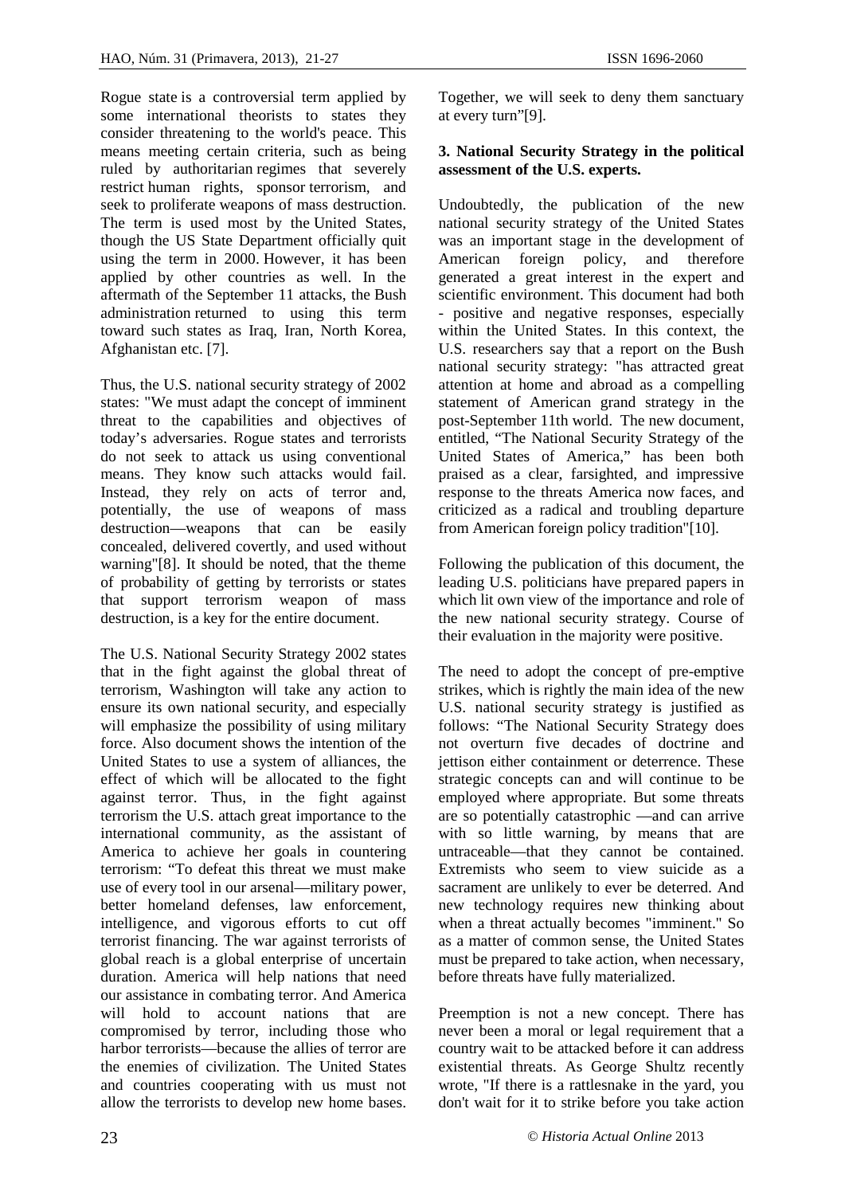Rogue state is a controversial term applied by some international theorists to states they consider threatening to the world's peace. This means meeting certain criteria, such as being ruled by authoritarian regimes that severely restrict human rights, sponsor terrorism, and seek to proliferate weapons of mass destruction. The term is used most by the United States, though the US State Department officially quit using the term in 2000. However, it has been applied by other countries as well. In the aftermath of the September 11 attacks, the Bush administration returned to using this term toward such states as Iraq, Iran, North Korea, Afghanistan etc. [7].

Thus, the U.S. national security strategy of 2002 states: "We must adapt the concept of imminent threat to the capabilities and objectives of today's adversaries. Rogue states and terrorists do not seek to attack us using conventional means. They know such attacks would fail. Instead, they rely on acts of terror and, potentially, the use of weapons of mass destruction—weapons that can be easily concealed, delivered covertly, and used without warning"[8]. It should be noted, that the theme of probability of getting by terrorists or states that support terrorism weapon of mass destruction, is a key for the entire document.

The U.S. National Security Strategy 2002 states that in the fight against the global threat of terrorism, Washington will take any action to ensure its own national security, and especially will emphasize the possibility of using military force. Also document shows the intention of the United States to use a system of alliances, the effect of which will be allocated to the fight against terror. Thus, in the fight against terrorism the U.S. attach great importance to the international community, as the assistant of America to achieve her goals in countering terrorism: "To defeat this threat we must make use of every tool in our arsenal—military power, better homeland defenses, law enforcement, intelligence, and vigorous efforts to cut off terrorist financing. The war against terrorists of global reach is a global enterprise of uncertain duration. America will help nations that need our assistance in combating terror. And America will hold to account nations that are compromised by terror, including those who harbor terrorists—because the allies of terror are the enemies of civilization. The United States and countries cooperating with us must not allow the terrorists to develop new home bases. Together, we will seek to deny them sanctuary at every turn"[9].

### 3. National Security Strategy in the political assessment of the U.S. experts.

Undoubtedly, the publication of the new national security strategy of the United States was an important stage in the development of American foreign policy, and therefore generated a great interest in the expert and scientific environment. This document had both - positive and negative responses, especially within the United States. In this context, the U.S. researchers say that a report on the Bush national security strategy: "has attracted great attention at home and abroad as a compelling statement of American grand strategy in the post-September 11th world. The new document, entitled, "The National Security Strategy of the United States of America," has been both praised as a clear, farsighted, and impressive response to the threats America now faces, and criticized as a radical and troubling departure from American foreign policy tradition"[10].

Following the publication of this document, the leading U.S. politicians have prepared papers in which lit own view of the importance and role of the new national security strategy. Course of their evaluation in the majority were positive.

The need to adopt the concept of pre-emptive strikes, which is rightly the main idea of the new U.S. national security strategy is justified as follows: "The National Security Strategy does not overturn five decades of doctrine and jettison either containment or deterrence. These strategic concepts can and will continue to be employed where appropriate. But some threats are so potentially catastrophic —and can arrive with so little warning, by means that are untraceable—that they cannot be contained. Extremists who seem to view suicide as a sacrament are unlikely to ever be deterred. And new technology requires new thinking about when a threat actually becomes "imminent." So as a matter of common sense, the United States must be prepared to take action, when necessary, before threats have fully materialized.

Preemption is not a new concept. There has never been a moral or legal requirement that a country wait to be attacked before it can address existential threats. As George Shultz recently wrote, "If there is a rattlesnake in the yard, you don't wait for it to strike before you take action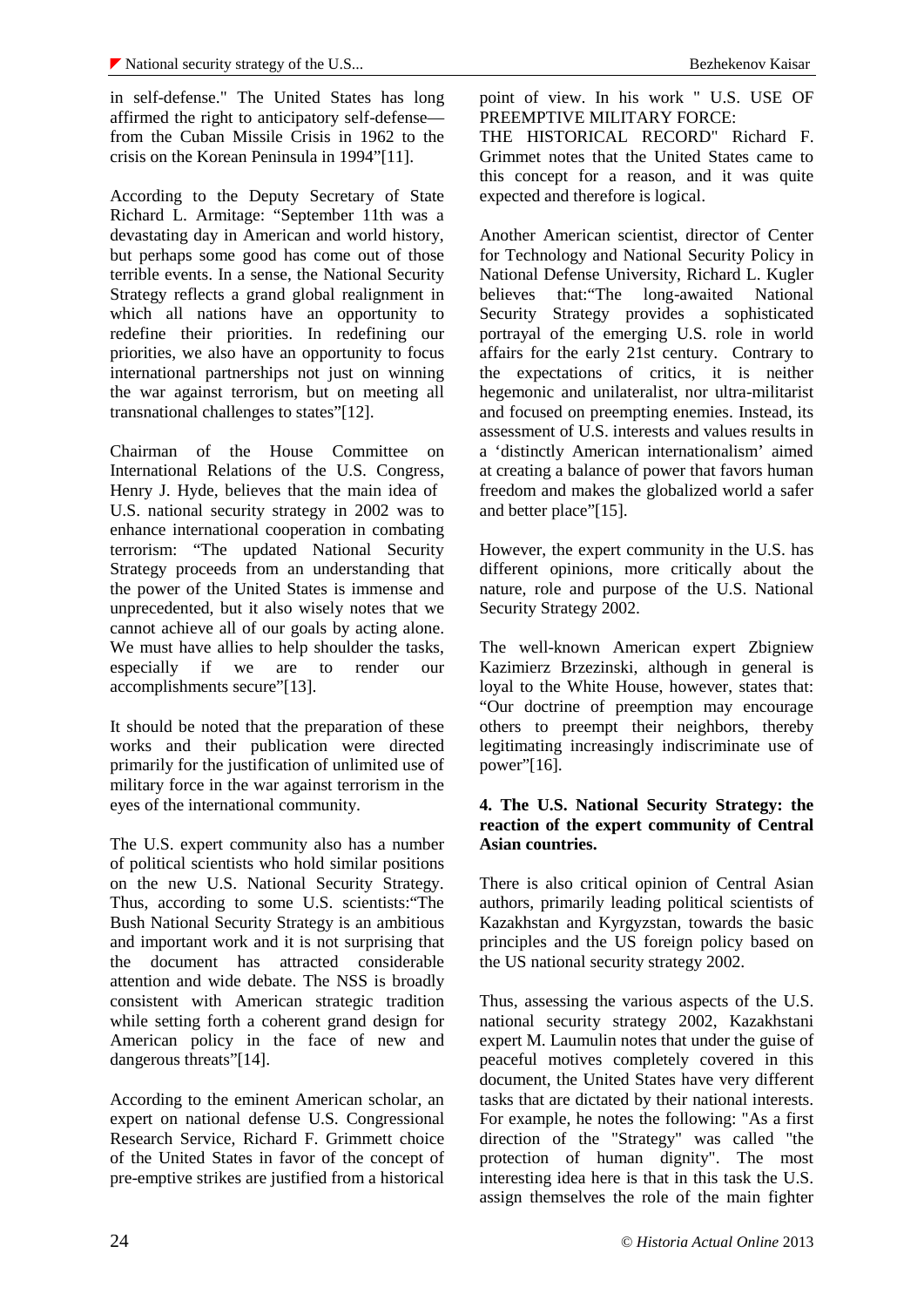in self-defense." The United States has long affirmed the right to anticipatory self-defense—from the Cuban Missile Crisis in 1962 to the crisis on the Korean Peninsula in 1994"[11].

According to the Deputy Secretary of State Richard L. Armitage: "September 11th was a devastating day in American and world history, but perhaps some good has come out of those terrible events. In a sense, the National Security Strategy reflects a grand global realignment in which all nations have an opportunity to redefine their priorities. In redefining our priorities, we also have an opportunity to focus international partnerships not just on winning the war against terrorism, but on meeting all transnational challenges to states"[12].

Chairman of the House Committee on International Relations of the U.S. Congress, Henry J. Hyde, believes that the main idea of U.S. national security strategy in 2002 was to enhance international cooperation in combating terrorism: "The updated National Security Strategy proceeds from an understanding that the power of the United States is immense and unprecedented, but it also wisely notes that we cannot achieve all of our goals by acting alone. We must have allies to help shoulder the tasks, especially if we are to render our accomplishments secure"[13].

It should be noted that the preparation of these works and their publication were directed primarily for the justification of unlimited use of military force in the war against terrorism in the eyes of the international community.

The U.S. expert community also has a number of political scientists who hold similar positions on the new U.S. National Security Strategy. Thus, according to some U.S. scientists:"The Bush National Security Strategy is an ambitious and important work and it is not surprising that the document has attracted considerable attention and wide debate. The NSS is broadly consistent with American strategic tradition while setting forth a coherent grand design for American policy in the face of new and dangerous threats"[14].

According to the eminent American scholar, an expert on national defense U.S. Congressional Research Service, Richard F. Grimmett choice of the United States in favor of the concept of pre-emptive strikes are justified from a historical point of view. In his work " U.S. USE OF PREEMPTIVE MILITARY FORCE: THE HISTORICAL RECORD" Richard F. Grimmet notes that the United States came to this concept for a reason, and it was quite expected and therefore is logical.

Another American scientist, director of Center for Technology and National Security Policy in National Defense University, Richard L. Kugler believes that:"The long-awaited National Security Strategy provides a sophisticated portrayal of the emerging U.S. role in world affairs for the early 21st century. Contrary to the expectations of critics, it is neither hegemonic and unilateralist, nor ultra-militarist and focused on preempting enemies. Instead, its assessment of U.S. interests and values results in a 'distinctly American internationalism' aimed at creating a balance of power that favors human freedom and makes the globalized world a safer and better place"[15].

However, the expert community in the U.S. has different opinions, more critically about the nature, role and purpose of the U.S. National Security Strategy 2002.

The well-known American expert Zbigniew Kazimierz Brzezinski, although in general is loyal to the White House, however, states that: "Our doctrine of preemption may encourage others to preempt their neighbors, thereby legitimating increasingly indiscriminate use of power"[16].

## 4. The U.S. National Security Strategy: the reaction of the expert community of Central Asian countries.

There is also critical opinion of Central Asian authors, primarily leading political scientists of Kazakhstan and Kyrgyzstan, towards the basic principles and the US foreign policy based on the US national security strategy 2002.

Thus, assessing the various aspects of the U.S. national security strategy 2002, Kazakhstani expert M. Laumulin notes that under the guise of peaceful motives completely covered in this document, the United States have very different tasks that are dictated by their national interests. For example, he notes the following: "As a first direction of the "Strategy" was called "the protection of human dignity". The most interesting idea here is that in this task the U.S. assign themselves the role of the main fighter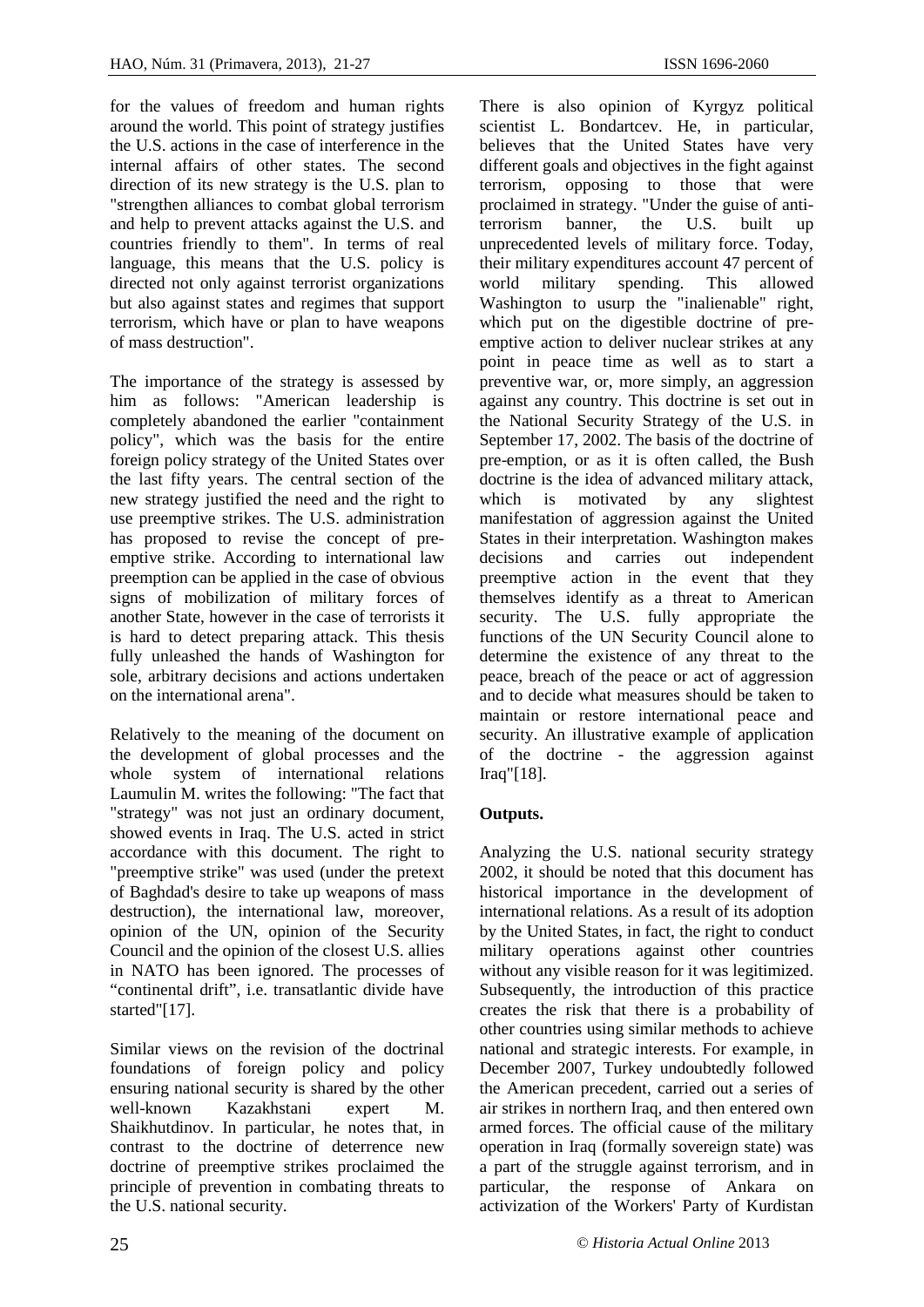for the values of freedom and human rights around the world. This point of strategy justifies the U.S. actions in the case of interference in the internal affairs of other states. The second direction of its new strategy is the U.S. plan to "strengthen alliances to combat global terrorism and help to prevent attacks against the U.S. and countries friendly to them". In terms of real language, this means that the U.S. policy is directed not only against terrorist organizations but also against states and regimes that support terrorism, which have or plan to have weapons of mass destruction".

The importance of the strategy is assessed by him as follows: "American leadership is completely abandoned the earlier "containment policy", which was the basis for the entire foreign policy strategy of the United States over the last fifty years. The central section of the new strategy justified the need and the right to use preemptive strikes. The U.S. administration has proposed to revise the concept of pre-emptive strike. According to international law preemption can be applied in the case of obvious signs of mobilization of military forces of another State, however in the case of terrorists it is hard to detect preparing attack. This thesis fully unleashed the hands of Washington for sole, arbitrary decisions and actions undertaken on the international arena".

Relatively to the meaning of the document on the development of global processes and the whole system of international relations Laumulin M. writes the following: "The fact that "strategy" was not just an ordinary document, showed events in Iraq. The U.S. acted in strict accordance with this document. The right to "preemptive strike" was used (under the pretext of Baghdad's desire to take up weapons of mass destruction), the international law, moreover, opinion of the UN, opinion of the Security Council and the opinion of the closest U.S. allies in NATO has been ignored. The processes of "continental drift", i.e. transatlantic divide have started"[17].

Similar views on the revision of the doctrinal foundations of foreign policy and policy ensuring national security is shared by the other well-known Kazakhstani expert M. Shaikhutdinov. In particular, he notes that, in contrast to the doctrine of deterrence new doctrine of preemptive strikes proclaimed the principle of prevention in combating threats to the U.S. national security.

There is also opinion of Kyrgyz political scientist L. Bondartcev. He, in particular, believes that the United States have very different goals and objectives in the fight against terrorism, opposing to those that were proclaimed in strategy. "Under the guise of anti-terrorism banner, the U.S. built up unprecedented levels of military force. Today, their military expenditures account 47 percent of world military spending. This allowed Washington to usurp the "inalienable" right, which put on the digestible doctrine of pre-emptive action to deliver nuclear strikes at any point in peace time as well as to start a preventive war, or, more simply, an aggression against any country. This doctrine is set out in the National Security Strategy of the U.S. in September 17, 2002. The basis of the doctrine of pre-emption, or as it is often called, the Bush doctrine is the idea of advanced military attack, which is motivated by any slightest manifestation of aggression against the United States in their interpretation. Washington makes decisions and carries out independent preemptive action in the event that they themselves identify as a threat to American security. The U.S. fully appropriate the functions of the UN Security Council alone to determine the existence of any threat to the peace, breach of the peace or act of aggression and to decide what measures should be taken to maintain or restore international peace and security. An illustrative example of application of the doctrine - the aggression against Iraq"[18].

**Outputs.**

Analyzing the U.S. national security strategy 2002, it should be noted that this document has historical importance in the development of international relations. As a result of its adoption by the United States, in fact, the right to conduct military operations against other countries without any visible reason for it was legitimized. Subsequently, the introduction of this practice creates the risk that there is a probability of other countries using similar methods to achieve national and strategic interests. For example, in December 2007, Turkey undoubtedly followed the American precedent, carried out a series of air strikes in northern Iraq, and then entered own armed forces. The official cause of the military operation in Iraq (formally sovereign state) was a part of the struggle against terrorism, and in particular, the response of Ankara on activization of the Workers' Party of Kurdistan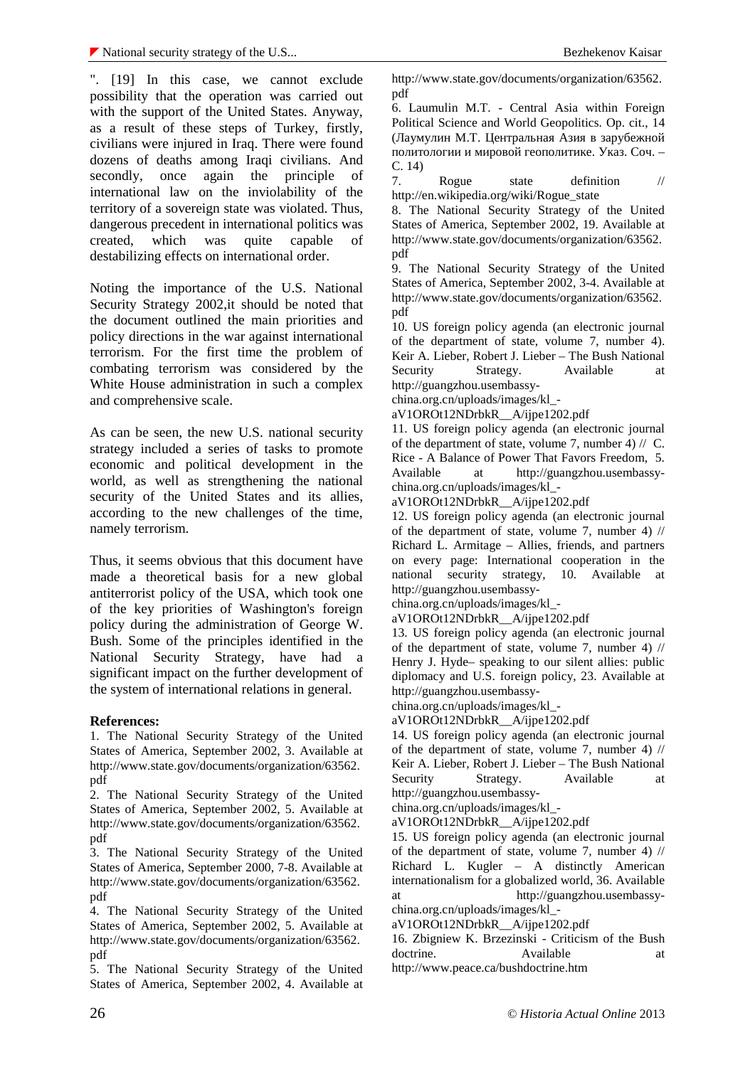". [19] In this case, we cannot exclude possibility that the operation was carried out with the support of the United States. Anyway, as a result of these steps of Turkey, firstly, civilians were injured in Iraq. There were found dozens of deaths among Iraqi civilians. And secondly, once again the principle of international law on the inviolability of the territory of a sovereign state was violated. Thus, dangerous precedent in international politics was created, which was quite capable of destabilizing effects on international order.

Noting the importance of the U.S. National Security Strategy 2002,it should be noted that the document outlined the main priorities and policy directions in the war against international terrorism. For the first time the problem of combating terrorism was considered by the White House administration in such a complex and comprehensive scale.

As can be seen, the new U.S. national security strategy included a series of tasks to promote economic and political development in the world, as well as strengthening the national security of the United States and its allies, according to the new challenges of the time, namely terrorism.

Thus, it seems obvious that this document have made a theoretical basis for a new global antiterrorist policy of the USA, which took one of the key priorities of Washington's foreign policy during the administration of George W. Bush. Some of the principles identified in the National Security Strategy, have had a significant impact on the further development of the system of international relations in general.

**References:**

1. The National Security Strategy of the United States of America, September 2002, 3. Available at http://www.state.gov/documents/organization/63562.pdf
2. The National Security Strategy of the United States of America, September 2002, 5. Available at http://www.state.gov/documents/organization/63562.pdf
3. The National Security Strategy of the United States of America, September 2000, 7-8. Available at http://www.state.gov/documents/organization/63562.pdf
4. The National Security Strategy of the United States of America, September 2002, 5. Available at http://www.state.gov/documents/organization/63562.pdf
5. The National Security Strategy of the United States of America, September 2002, 4. Available at http://www.state.gov/documents/organization/63562.pdf
6. Laumulin M.T. - Central Asia within Foreign Political Science and World Geopolitics. Op. cit., 14 (Лаумулин М.Т. Центральная Азия в зарубежной политологии и мировой геополитике. Указ. Соч. – С. 14)
7. Rogue state definition // http://en.wikipedia.org/wiki/Rogue_state
8. The National Security Strategy of the United States of America, September 2002, 19. Available at http://www.state.gov/documents/organization/63562.pdf
9. The National Security Strategy of the United States of America, September 2002, 3-4. Available at http://www.state.gov/documents/organization/63562.pdf
10. US foreign policy agenda (an electronic journal of the department of state, volume 7, number 4). Keir A. Lieber, Robert J. Lieber – The Bush National Security Strategy. Available at http://guangzhou.usembassy-china.org.cn/uploads/images/kl_-aV1OROt12NDrbkR__A/ijpe1202.pdf
11. US foreign policy agenda (an electronic journal of the department of state, volume 7, number 4) // C. Rice - A Balance of Power That Favors Freedom, 5. Available at http://guangzhou.usembassy-china.org.cn/uploads/images/kl_-aV1OROt12NDrbkR__A/ijpe1202.pdf
12. US foreign policy agenda (an electronic journal of the department of state, volume 7, number 4) // Richard L. Armitage – Allies, friends, and partners on every page: International cooperation in the national security strategy, 10. Available at http://guangzhou.usembassy-china.org.cn/uploads/images/kl_-aV1OROt12NDrbkR__A/ijpe1202.pdf
13. US foreign policy agenda (an electronic journal of the department of state, volume 7, number 4) // Henry J. Hyde– speaking to our silent allies: public diplomacy and U.S. foreign policy, 23. Available at http://guangzhou.usembassy-china.org.cn/uploads/images/kl_-aV1OROt12NDrbkR__A/ijpe1202.pdf
14. US foreign policy agenda (an electronic journal of the department of state, volume 7, number 4) // Keir A. Lieber, Robert J. Lieber – The Bush National Security Strategy. Available at http://guangzhou.usembassy-china.org.cn/uploads/images/kl_-aV1OROt12NDrbkR__A/ijpe1202.pdf
15. US foreign policy agenda (an electronic journal of the department of state, volume 7, number 4) // Richard L. Kugler – A distinctly American internationalism for a globalized world, 36. Available at http://guangzhou.usembassy-china.org.cn/uploads/images/kl_-aV1OROt12NDrbkR__A/ijpe1202.pdf
16. Zbigniew K. Brzezinski - Criticism of the Bush doctrine. Available at http://www.peace.ca/bushdoctrine.htm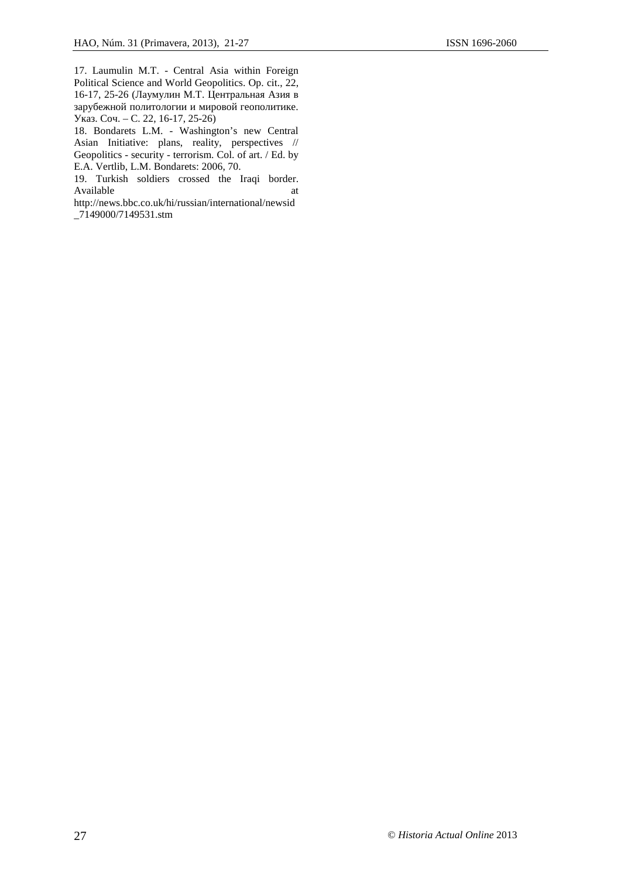17. Laumulin M.T. - Central Asia within Foreign Political Science and World Geopolitics. Op. cit., 22, 16-17, 25-26 (Лаумулин М.Т. Центральная Азия в зарубежной политологии и мировой геополитике. Указ. Соч. – С. 22, 16-17, 25-26)

18. Bondarets L.M. - Washington's new Central Asian Initiative: plans, reality, perspectives // Geopolitics - security - terrorism. Col. of art. / Ed. by E.A. Vertlib, L.M. Bondarets: 2006, 70.

19. Turkish soldiers crossed the Iraqi border. Available at http://news.bbc.co.uk/hi/russian/international/newsid_7149000/7149531.stm